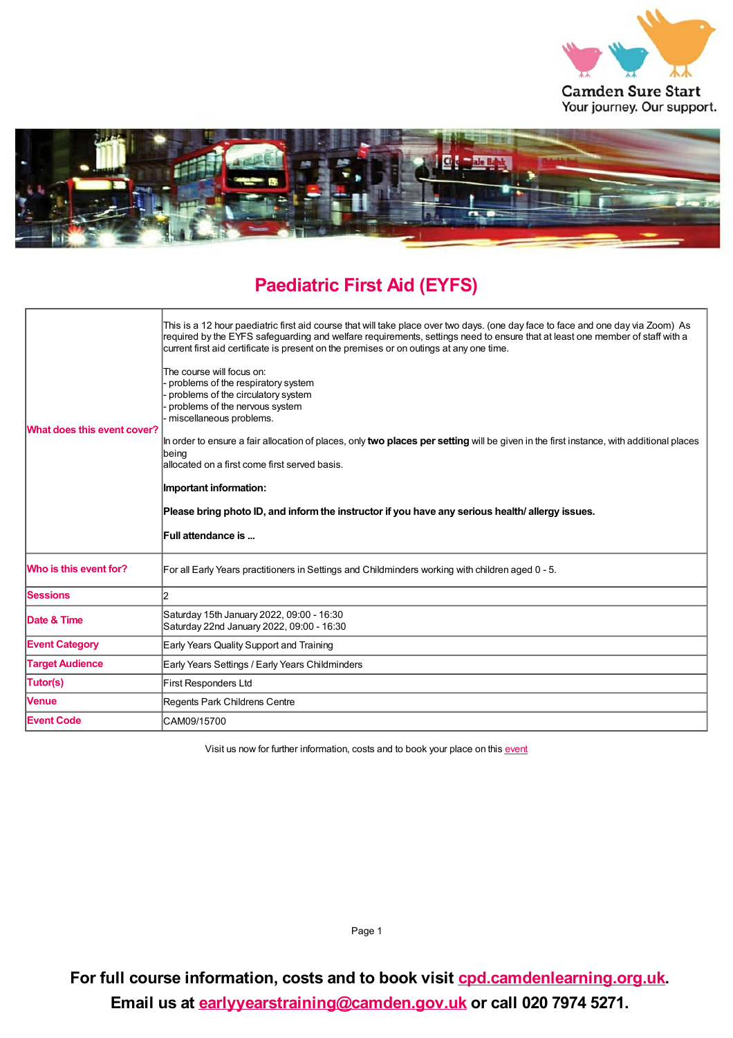Camden Sure Start
Your journey. Our support.

# Paediatric First Aid (EYFS)

| | |
|---|---|
| **What does this event cover?** | This is a 12 hour paediatric first aid course that will take place over two days. (one day face to face and one day via Zoom) As required by the EYFS safeguarding and welfare requirements, settings need to ensure that at least one member of staff with a current first aid certificate is present on the premises or on outings at any one time.<br><br>The course will focus on:<br>- problems of the respiratory system<br>- problems of the circulatory system<br>- problems of the nervous system<br>- miscellaneous problems.<br><br>In order to ensure a fair allocation of places, only **two places per setting** will be given in the first instance, with additional places being allocated on a first come first served basis.<br><br>**Important information:**<br><br>**Please bring photo ID, and inform the instructor if you have any serious health/ allergy issues.**<br><br>**Full attendance is ...** |
| **Who is this event for?** | For all Early Years practitioners in Settings and Childminders working with children aged 0 - 5. |
| **Sessions** | 2 |
| **Date & Time** | Saturday 15th January 2022, 09:00 - 16:30<br>Saturday 22nd January 2022, 09:00 - 16:30 |
| **Event Category** | Early Years Quality Support and Training |
| **Target Audience** | Early Years Settings / Early Years Childminders |
| **Tutor(s)** | First Responders Ltd |
| **Venue** | Regents Park Childrens Centre |
| **Event Code** | CAM09/15700 |

Visit us now for further information, costs and to book your place on this event

**For full course information, costs and to book visit cpd.camdenlearning.org.uk.**
**Email us at earlyyearstraining@camden.gov.uk or call 020 7974 5271.**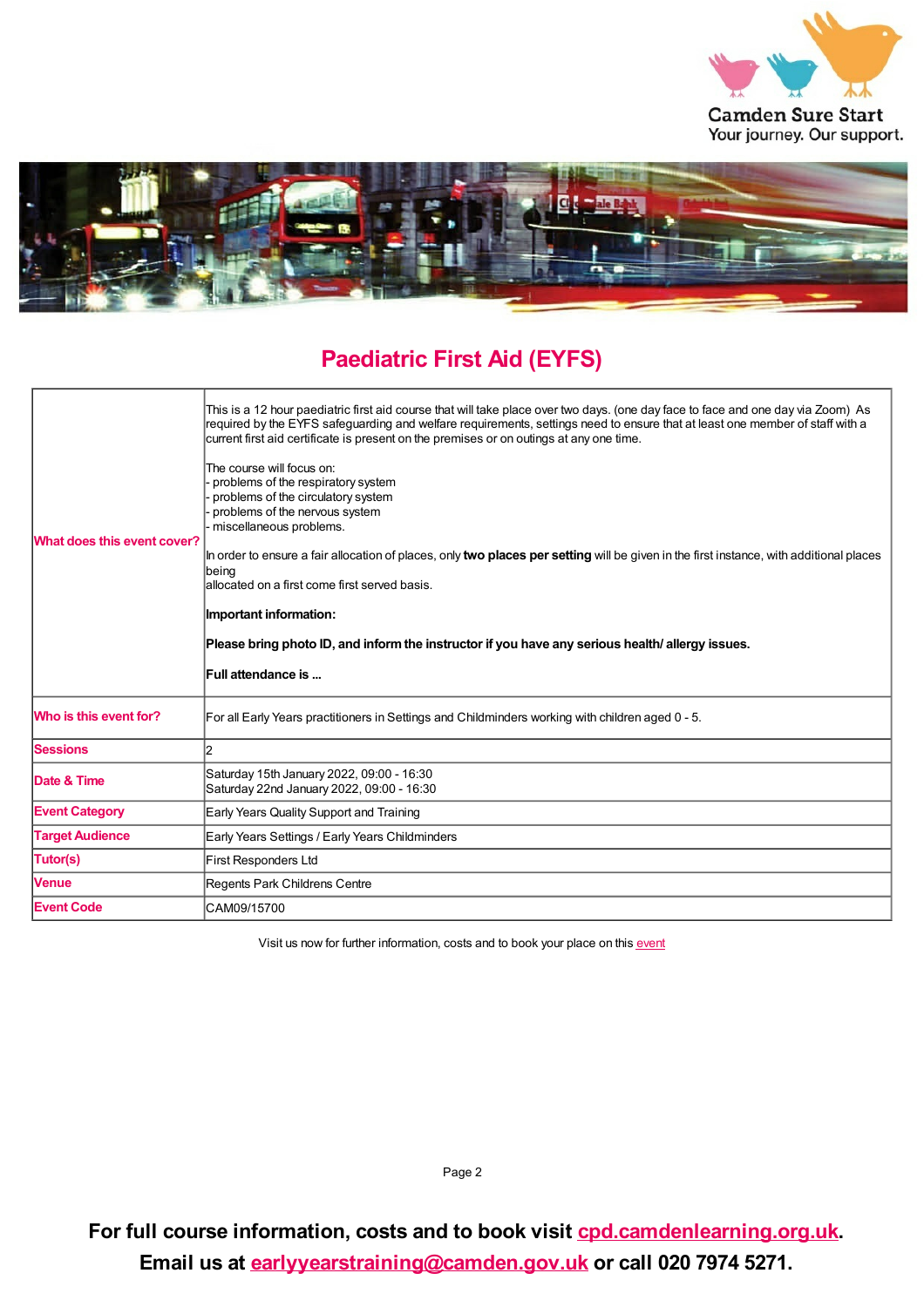# Paediatric First Aid (EYFS)

| | |
|---|---|
| **What does this event cover?** | This is a 12 hour paediatric first aid course that will take place over two days. (one day face to face and one day via Zoom) As required by the EYFS safeguarding and welfare requirements, settings need to ensure that at least one member of staff with a current first aid certificate is present on the premises or on outings at any one time.<br><br>The course will focus on:<br>- problems of the respiratory system<br>- problems of the circulatory system<br>- problems of the nervous system<br>- miscellaneous problems.<br><br>In order to ensure a fair allocation of places, only **two places per setting** will be given in the first instance, with additional places being allocated on a first come first served basis.<br><br>**Important information:**<br><br>**Please bring photo ID, and inform the instructor if you have any serious health/ allergy issues.**<br><br>**Full attendance is ...** |
| **Who is this event for?** | For all Early Years practitioners in Settings and Childminders working with children aged 0 - 5. |
| **Sessions** | 2 |
| **Date & Time** | Saturday 15th January 2022, 09:00 - 16:30<br>Saturday 22nd January 2022, 09:00 - 16:30 |
| **Event Category** | Early Years Quality Support and Training |
| **Target Audience** | Early Years Settings / Early Years Childminders |
| **Tutor(s)** | First Responders Ltd |
| **Venue** | Regents Park Childrens Centre |
| **Event Code** | CAM09/15700 |

Visit us now for further information, costs and to book your place on this event

**For full course information, costs and to book visit cpd.camdenlearning.org.uk.**
**Email us at earlyyearstraining@camden.gov.uk or call 020 7974 5271.**